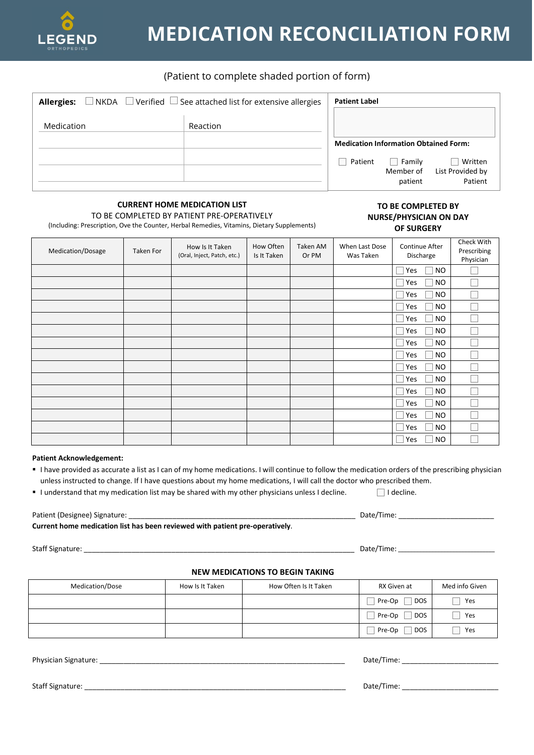LEGEND ORTHOPEDICS

# MEDICATION RECONCILIATION FORM

(Patient to complete shaded portion of form)

**Allergies:** ☐ NKDA ☐ Verified ☐ See attached list for extensive allergies

| Medication | Reaction |
|---|---|
| | |
| | |
| | |

**Patient Label**

**Medication Information Obtained Form:**

☐ Patient ☐ Family Member of patient ☐ Written List Provided by Patient

**CURRENT HOME MEDICATION LIST**
TO BE COMPLETED BY PATIENT PRE-OPERATIVELY
(Including: Prescription, Ove the Counter, Herbal Remedies, Vitamins, Dietary Supplements)

**TO BE COMPLETED BY NURSE/PHYSICIAN ON DAY OF SURGERY**

| Medication/Dosage | Taken For | How Is It Taken (Oral, Inject, Patch, etc.) | How Often Is It Taken | Taken AM Or PM | When Last Dose Was Taken | Continue After Discharge | Check With Prescribing Physician |
|---|---|---|---|---|---|---|---|
| | | | | | | ☐ Yes ☐ NO | ☐ |
| | | | | | | ☐ Yes ☐ NO | ☐ |
| | | | | | | ☐ Yes ☐ NO | ☐ |
| | | | | | | ☐ Yes ☐ NO | ☐ |
| | | | | | | ☐ Yes ☐ NO | ☐ |
| | | | | | | ☐ Yes ☐ NO | ☐ |
| | | | | | | ☐ Yes ☐ NO | ☐ |
| | | | | | | ☐ Yes ☐ NO | ☐ |
| | | | | | | ☐ Yes ☐ NO | ☐ |
| | | | | | | ☐ Yes ☐ NO | ☐ |
| | | | | | | ☐ Yes ☐ NO | ☐ |
| | | | | | | ☐ Yes ☐ NO | ☐ |
| | | | | | | ☐ Yes ☐ NO | ☐ |
| | | | | | | ☐ Yes ☐ NO | ☐ |
| | | | | | | ☐ Yes ☐ NO | ☐ |

**Patient Acknowledgement:**

- I have provided as accurate a list as I can of my home medications. I will continue to follow the medication orders of the prescribing physician unless instructed to change. If I have questions about my home medications, I will call the doctor who prescribed them.
- I understand that my medication list may be shared with my other physicians unless I decline. ☐ I decline.

Patient (Designee) Signature: ____________________ Date/Time: ____________

**Current home medication list has been reviewed with patient pre-operatively**.

Staff Signature: ____________________ Date/Time: ____________

**NEW MEDICATIONS TO BEGIN TAKING**

| Medication/Dose | How Is It Taken | How Often Is It Taken | RX Given at | Med info Given |
|---|---|---|---|---|
| | | | ☐ Pre-Op ☐ DOS | ☐ Yes |
| | | | ☐ Pre-Op ☐ DOS | ☐ Yes |
| | | | ☐ Pre-Op ☐ DOS | ☐ Yes |

Physician Signature: ____________________ Date/Time: ____________

Staff Signature: ____________________ Date/Time: ____________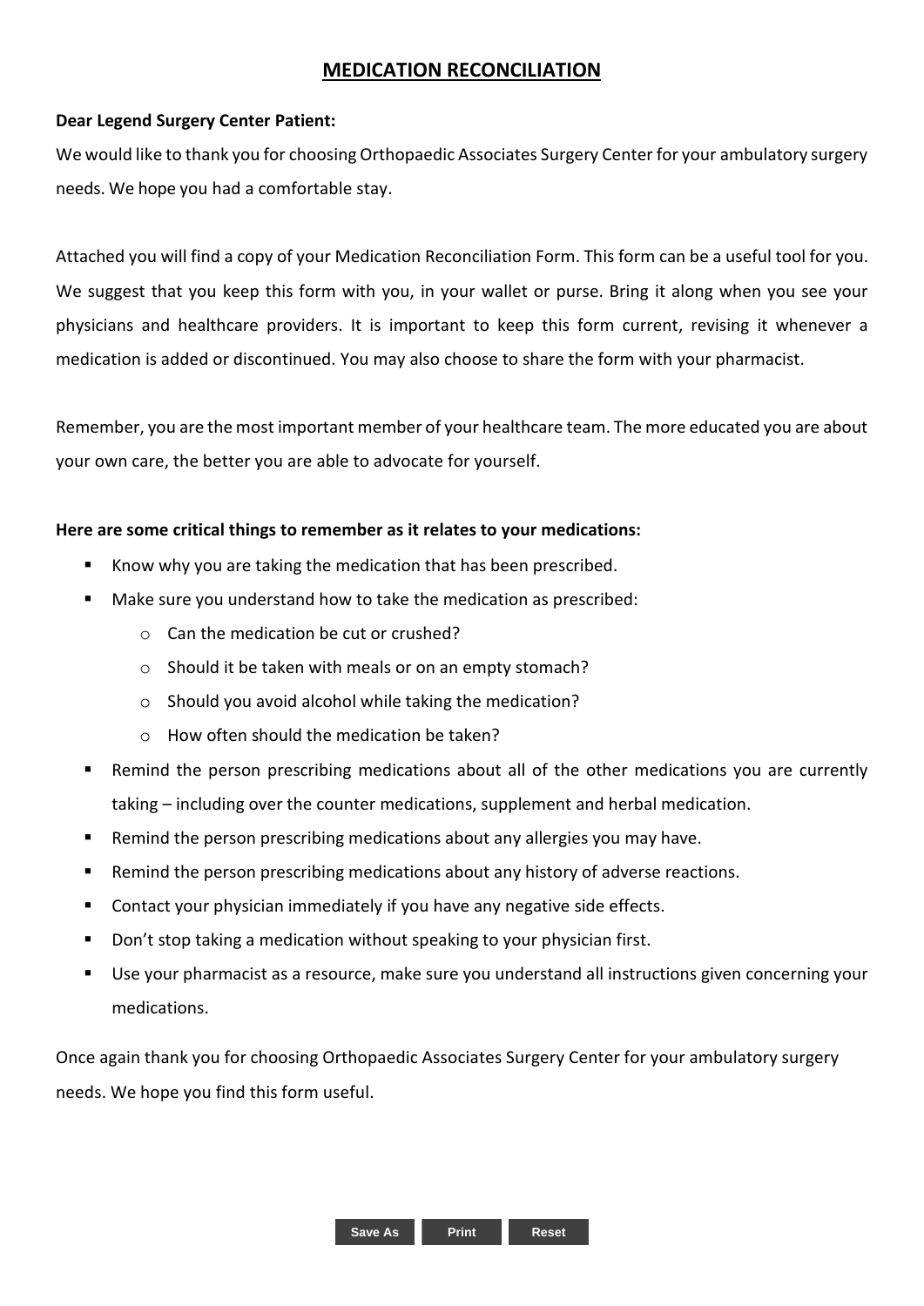# MEDICATION RECONCILIATION

**Dear Legend Surgery Center Patient:**

We would like to thank you for choosing Orthopaedic Associates Surgery Center for your ambulatory surgery needs. We hope you had a comfortable stay.

Attached you will find a copy of your Medication Reconciliation Form. This form can be a useful tool for you. We suggest that you keep this form with you, in your wallet or purse. Bring it along when you see your physicians and healthcare providers. It is important to keep this form current, revising it whenever a medication is added or discontinued. You may also choose to share the form with your pharmacist.

Remember, you are the most important member of your healthcare team. The more educated you are about your own care, the better you are able to advocate for yourself.

**Here are some critical things to remember as it relates to your medications:**

- Know why you are taking the medication that has been prescribed.
- Make sure you understand how to take the medication as prescribed:
  - Can the medication be cut or crushed?
  - Should it be taken with meals or on an empty stomach?
  - Should you avoid alcohol while taking the medication?
  - How often should the medication be taken?
- Remind the person prescribing medications about all of the other medications you are currently taking – including over the counter medications, supplement and herbal medication.
- Remind the person prescribing medications about any allergies you may have.
- Remind the person prescribing medications about any history of adverse reactions.
- Contact your physician immediately if you have any negative side effects.
- Don't stop taking a medication without speaking to your physician first.
- Use your pharmacist as a resource, make sure you understand all instructions given concerning your medications.

Once again thank you for choosing Orthopaedic Associates Surgery Center for your ambulatory surgery needs. We hope you find this form useful.

Save As | Print | Reset